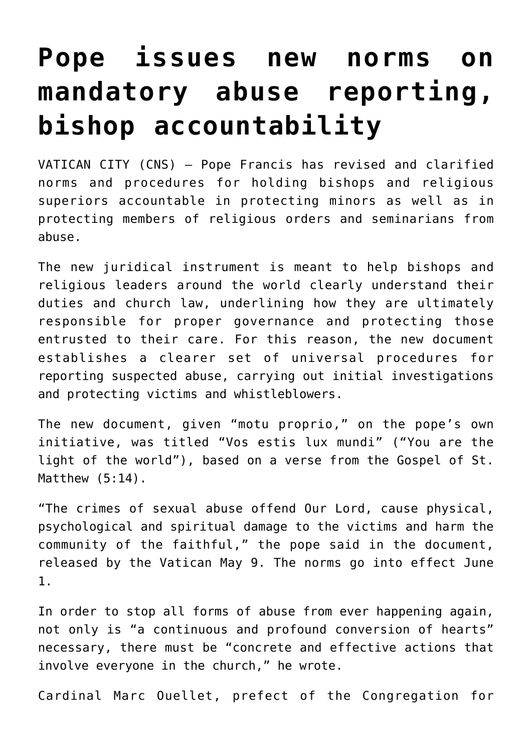# Pope issues new norms on mandatory abuse reporting, bishop accountability

VATICAN CITY (CNS) — Pope Francis has revised and clarified norms and procedures for holding bishops and religious superiors accountable in protecting minors as well as in protecting members of religious orders and seminarians from abuse.

The new juridical instrument is meant to help bishops and religious leaders around the world clearly understand their duties and church law, underlining how they are ultimately responsible for proper governance and protecting those entrusted to their care. For this reason, the new document establishes a clearer set of universal procedures for reporting suspected abuse, carrying out initial investigations and protecting victims and whistleblowers.

The new document, given "motu proprio," on the pope's own initiative, was titled "Vos estis lux mundi" ("You are the light of the world"), based on a verse from the Gospel of St. Matthew (5:14).

"The crimes of sexual abuse offend Our Lord, cause physical, psychological and spiritual damage to the victims and harm the community of the faithful," the pope said in the document, released by the Vatican May 9. The norms go into effect June 1.

In order to stop all forms of abuse from ever happening again, not only is "a continuous and profound conversion of hearts" necessary, there must be "concrete and effective actions that involve everyone in the church," he wrote.

Cardinal Marc Ouellet, prefect of the Congregation for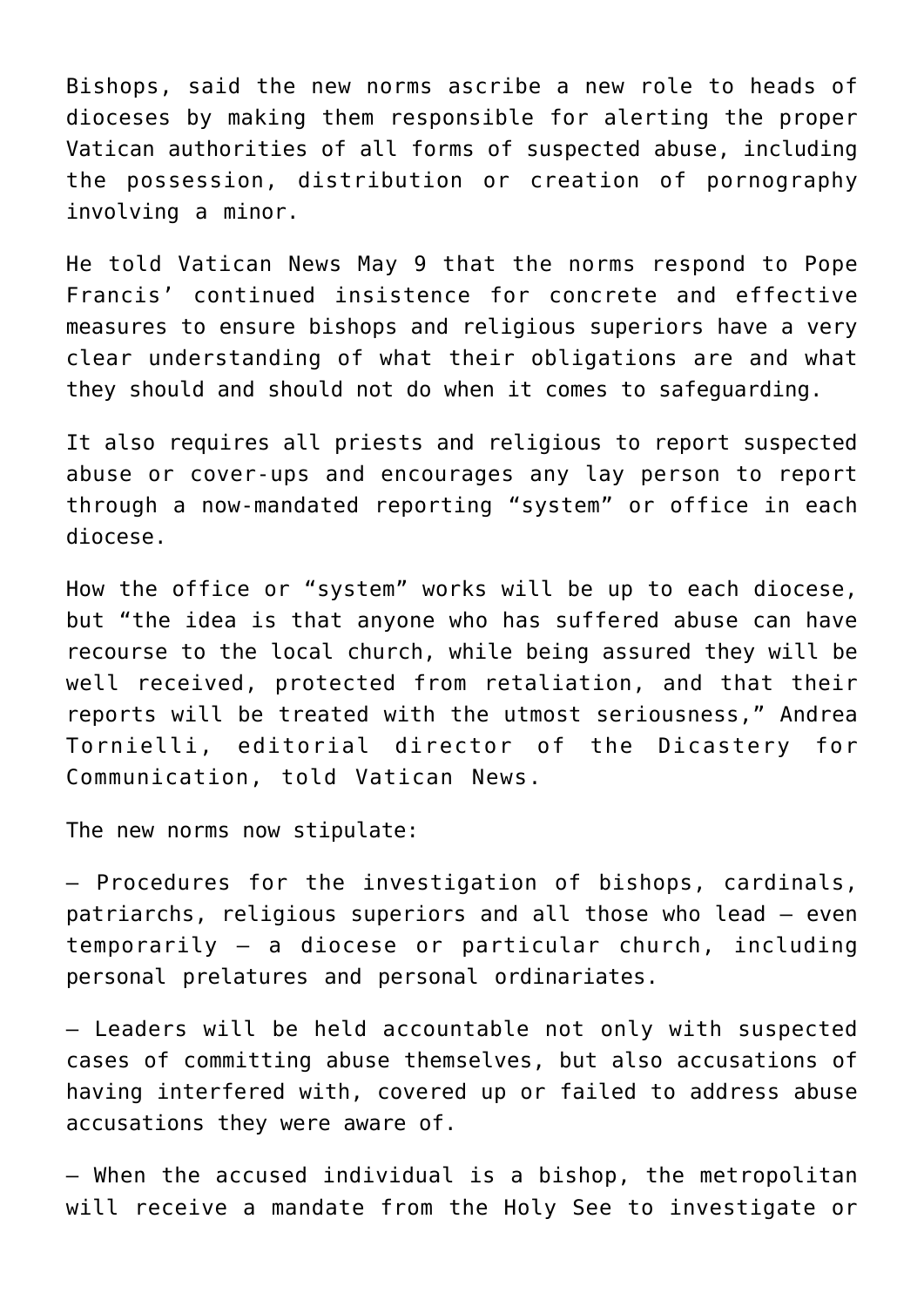Bishops, said the new norms ascribe a new role to heads of dioceses by making them responsible for alerting the proper Vatican authorities of all forms of suspected abuse, including the possession, distribution or creation of pornography involving a minor.

He told Vatican News May 9 that the norms respond to Pope Francis' continued insistence for concrete and effective measures to ensure bishops and religious superiors have a very clear understanding of what their obligations are and what they should and should not do when it comes to safeguarding.

It also requires all priests and religious to report suspected abuse or cover-ups and encourages any lay person to report through a now-mandated reporting "system" or office in each diocese.

How the office or "system" works will be up to each diocese, but "the idea is that anyone who has suffered abuse can have recourse to the local church, while being assured they will be well received, protected from retaliation, and that their reports will be treated with the utmost seriousness," Andrea Tornielli, editorial director of the Dicastery for Communication, told Vatican News.

The new norms now stipulate:

– Procedures for the investigation of bishops, cardinals, patriarchs, religious superiors and all those who lead – even temporarily – a diocese or particular church, including personal prelatures and personal ordinariates.

– Leaders will be held accountable not only with suspected cases of committing abuse themselves, but also accusations of having interfered with, covered up or failed to address abuse accusations they were aware of.

– When the accused individual is a bishop, the metropolitan will receive a mandate from the Holy See to investigate or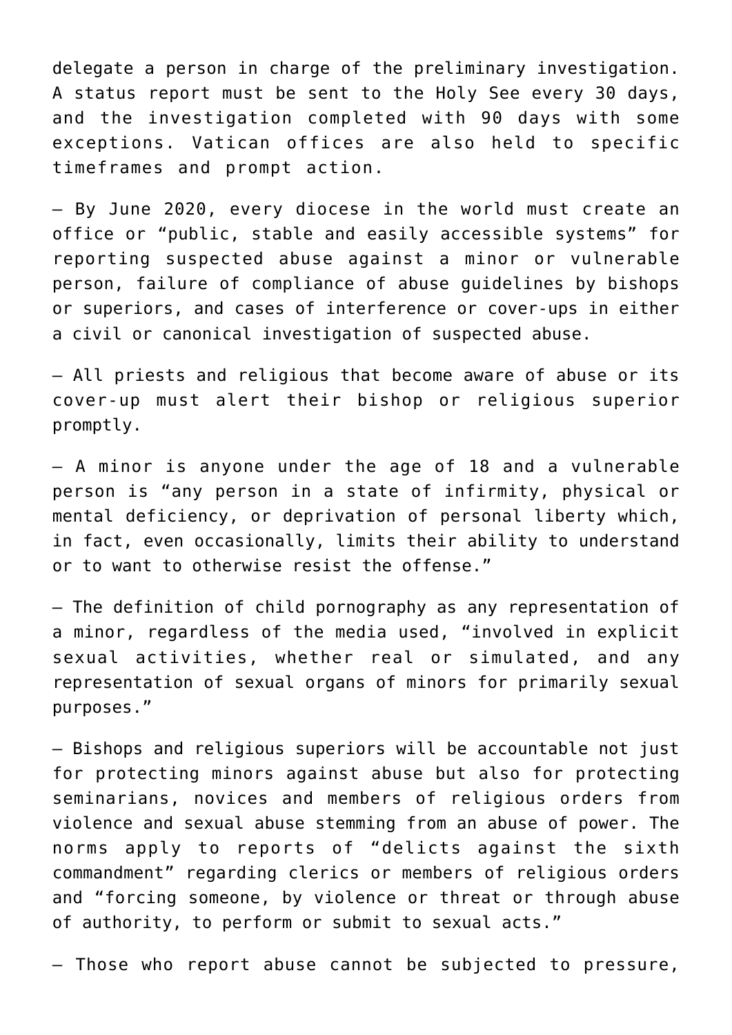delegate a person in charge of the preliminary investigation. A status report must be sent to the Holy See every 30 days, and the investigation completed with 90 days with some exceptions. Vatican offices are also held to specific timeframes and prompt action.

– By June 2020, every diocese in the world must create an office or "public, stable and easily accessible systems" for reporting suspected abuse against a minor or vulnerable person, failure of compliance of abuse guidelines by bishops or superiors, and cases of interference or cover-ups in either a civil or canonical investigation of suspected abuse.

– All priests and religious that become aware of abuse or its cover-up must alert their bishop or religious superior promptly.

– A minor is anyone under the age of 18 and a vulnerable person is "any person in a state of infirmity, physical or mental deficiency, or deprivation of personal liberty which, in fact, even occasionally, limits their ability to understand or to want to otherwise resist the offense."

– The definition of child pornography as any representation of a minor, regardless of the media used, "involved in explicit sexual activities, whether real or simulated, and any representation of sexual organs of minors for primarily sexual purposes."

– Bishops and religious superiors will be accountable not just for protecting minors against abuse but also for protecting seminarians, novices and members of religious orders from violence and sexual abuse stemming from an abuse of power. The norms apply to reports of "delicts against the sixth commandment" regarding clerics or members of religious orders and "forcing someone, by violence or threat or through abuse of authority, to perform or submit to sexual acts."

– Those who report abuse cannot be subjected to pressure,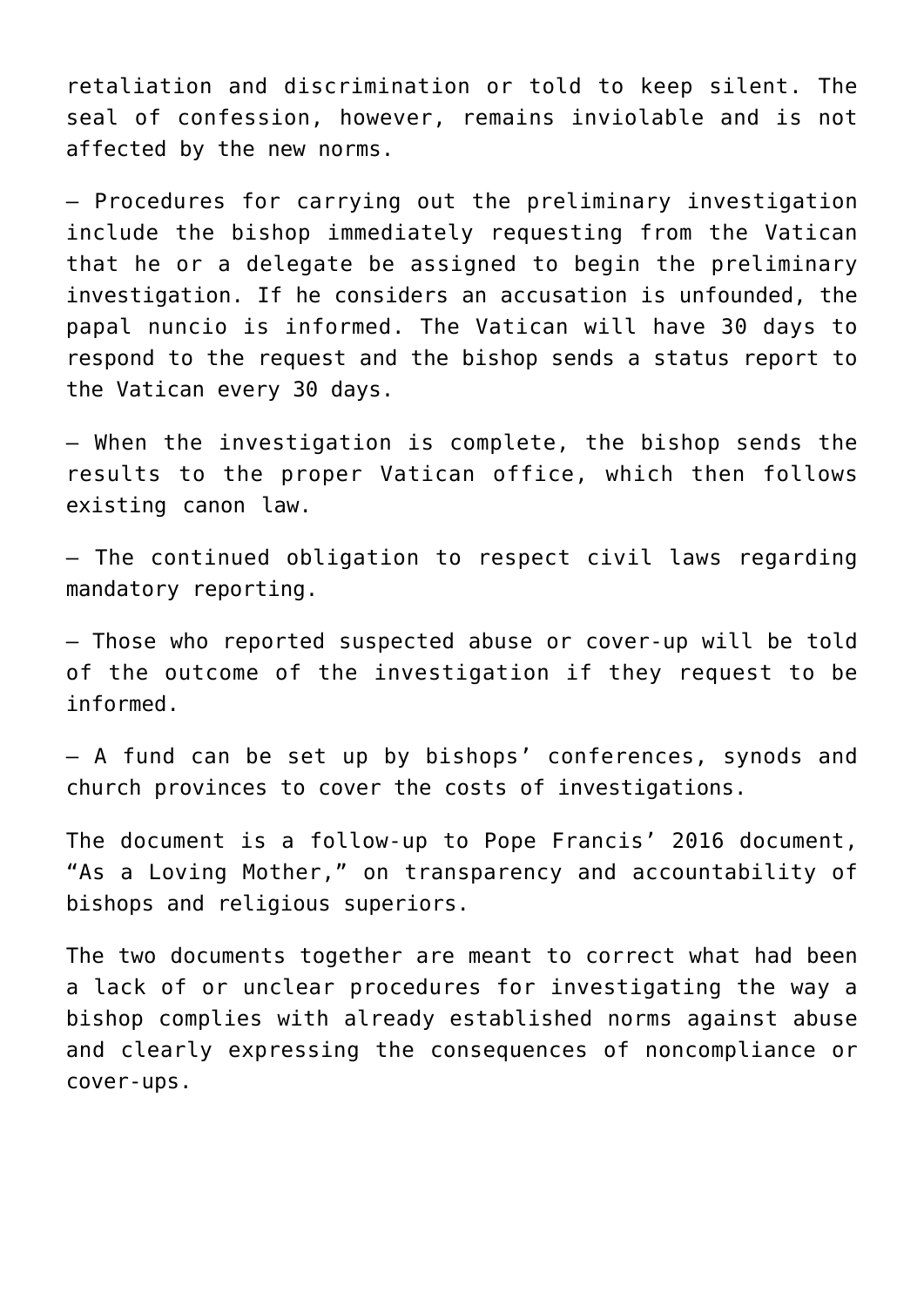retaliation and discrimination or told to keep silent. The seal of confession, however, remains inviolable and is not affected by the new norms.

– Procedures for carrying out the preliminary investigation include the bishop immediately requesting from the Vatican that he or a delegate be assigned to begin the preliminary investigation. If he considers an accusation is unfounded, the papal nuncio is informed. The Vatican will have 30 days to respond to the request and the bishop sends a status report to the Vatican every 30 days.

– When the investigation is complete, the bishop sends the results to the proper Vatican office, which then follows existing canon law.

– The continued obligation to respect civil laws regarding mandatory reporting.

– Those who reported suspected abuse or cover-up will be told of the outcome of the investigation if they request to be informed.

– A fund can be set up by bishops' conferences, synods and church provinces to cover the costs of investigations.

The document is a follow-up to Pope Francis' 2016 document, "As a Loving Mother," on transparency and accountability of bishops and religious superiors.

The two documents together are meant to correct what had been a lack of or unclear procedures for investigating the way a bishop complies with already established norms against abuse and clearly expressing the consequences of noncompliance or cover-ups.